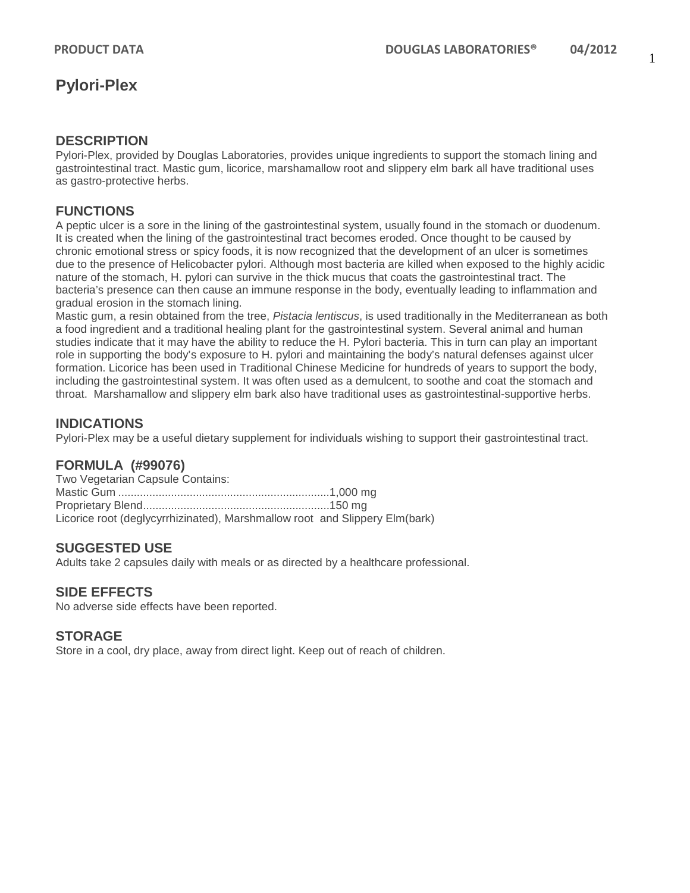# Pylori-Plex

## DESCRIPTION

Pylori-Plex, provided by Douglas Laboratories, provides unique ingredients to support the stomach lining and gastrointestinal tract. Mastic gum, licorice, marshamallow root and slippery elm bark all have traditional uses as gastro-protective herbs.

## FUNCTIONS

A peptic ulcer is a sore in the lining of the gastrointestinal system, usually found in the stomach or duodenum. It is created when the lining of the gastrointestinal tract becomes eroded. Once thought to be caused by chronic emotional stress or spicy foods, it is now recognized that the development of an ulcer is sometimes due to the presence of Helicobacter pylori. Although most bacteria are killed when exposed to the highly acidic nature of the stomach, H. pylori can survive in the thick mucus that coats the gastrointestinal tract. The bacteria's presence can then cause an immune response in the body, eventually leading to inflammation and gradual erosion in the stomach lining.

Mastic gum, a resin obtained from the tree, *Pistacia lentiscus*, is used traditionally in the Mediterranean as both a food ingredient and a traditional healing plant for the gastrointestinal system. Several animal and human studies indicate that it may have the ability to reduce the H. Pylori bacteria. This in turn can play an important role in supporting the body's exposure to H. pylori and maintaining the body's natural defenses against ulcer formation. Licorice has been used in Traditional Chinese Medicine for hundreds of years to support the body, including the gastrointestinal system. It was often used as a demulcent, to soothe and coat the stomach and throat. Marshamallow and slippery elm bark also have traditional uses as gastrointestinal-supportive herbs.

## INDICATIONS

Pylori-Plex may be a useful dietary supplement for individuals wishing to support their gastrointestinal tract.

## FORMULA (#99076)

Two Vegetarian Capsule Contains:
Mastic Gum ....................................................................1,000 mg
Proprietary Blend............................................................150 mg
Licorice root (deglycyrrhizinated), Marshmallow root and Slippery Elm(bark)

## SUGGESTED USE

Adults take 2 capsules daily with meals or as directed by a healthcare professional.

## SIDE EFFECTS

No adverse side effects have been reported.

## STORAGE

Store in a cool, dry place, away from direct light. Keep out of reach of children.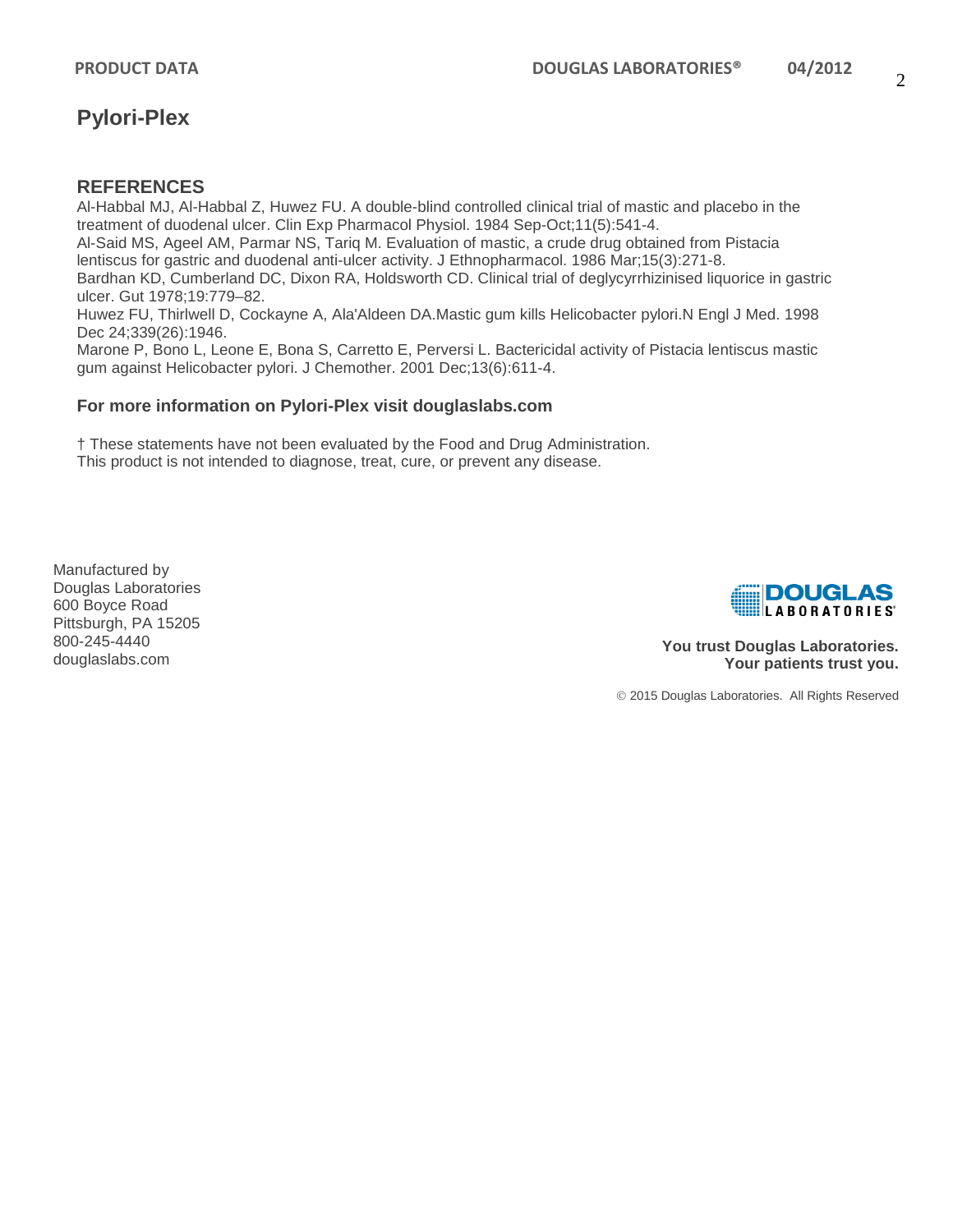## Pylori-Plex

### REFERENCES

Al-Habbal MJ, Al-Habbal Z, Huwez FU. A double-blind controlled clinical trial of mastic and placebo in the treatment of duodenal ulcer. Clin Exp Pharmacol Physiol. 1984 Sep-Oct;11(5):541-4.

Al-Said MS, Ageel AM, Parmar NS, Tariq M. Evaluation of mastic, a crude drug obtained from Pistacia lentiscus for gastric and duodenal anti-ulcer activity. J Ethnopharmacol. 1986 Mar;15(3):271-8.

Bardhan KD, Cumberland DC, Dixon RA, Holdsworth CD. Clinical trial of deglycyrrhizinised liquorice in gastric ulcer. Gut 1978;19:779–82.

Huwez FU, Thirlwell D, Cockayne A, Ala'Aldeen DA.Mastic gum kills Helicobacter pylori.N Engl J Med. 1998 Dec 24;339(26):1946.

Marone P, Bono L, Leone E, Bona S, Carretto E, Perversi L. Bactericidal activity of Pistacia lentiscus mastic gum against Helicobacter pylori. J Chemother. 2001 Dec;13(6):611-4.

**For more information on Pylori-Plex visit douglaslabs.com**

† These statements have not been evaluated by the Food and Drug Administration.
This product is not intended to diagnose, treat, cure, or prevent any disease.

Manufactured by
Douglas Laboratories
600 Boyce Road
Pittsburgh, PA 15205
800-245-4440
douglaslabs.com

DOUGLAS LABORATORIES®

**You trust Douglas Laboratories.
Your patients trust you.**

© 2015 Douglas Laboratories. All Rights Reserved